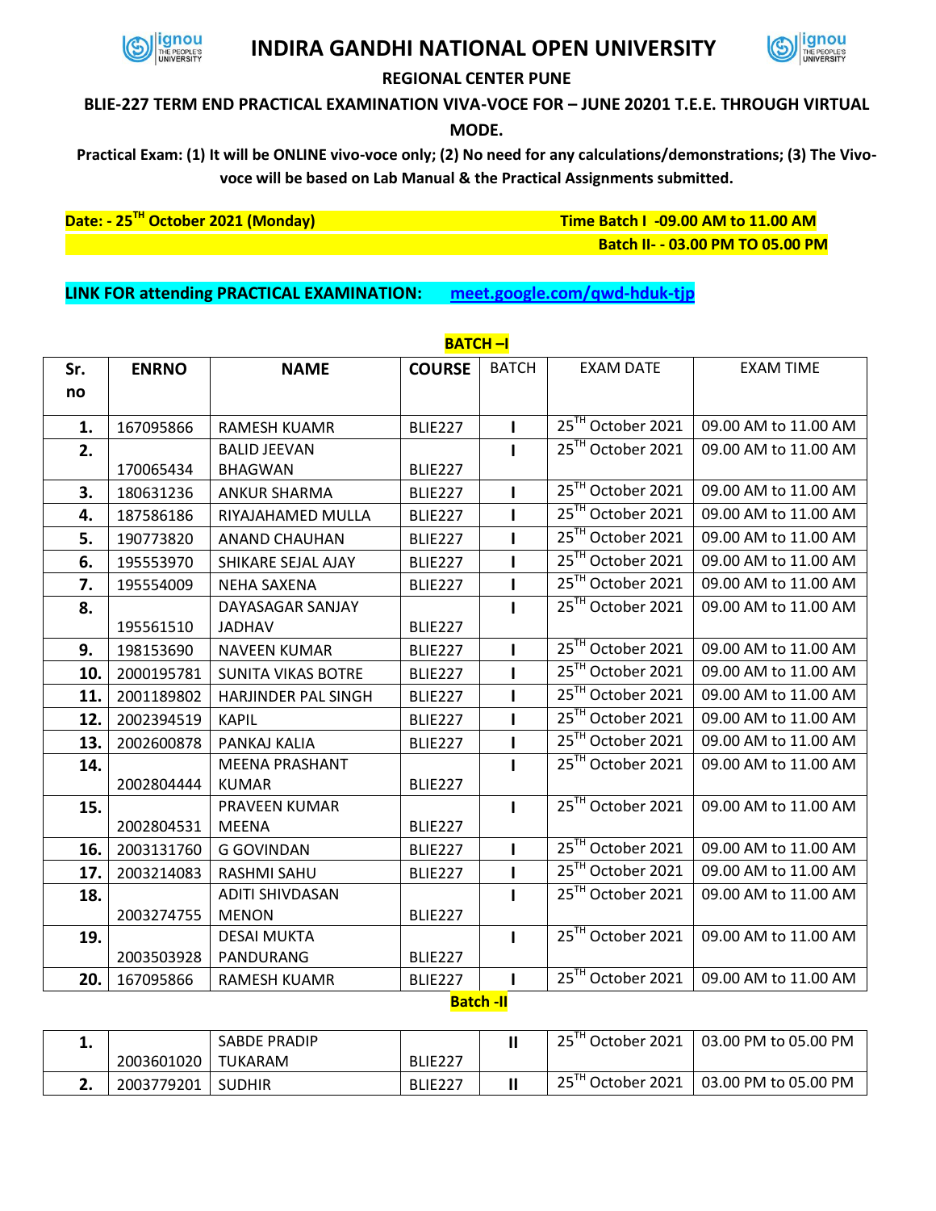# INDIRA GANDHI NATIONAL OPEN UNIVERSITY

**REGIONAL CENTER PUNE**

**BLIE-227 TERM END PRACTICAL EXAMINATION VIVA-VOCE FOR – JUNE 20201 T.E.E. THROUGH VIRTUAL MODE.**

**Practical Exam: (1) It will be ONLINE vivo-voce only; (2) No need for any calculations/demonstrations; (3) The Vivo-voce will be based on Lab Manual & the Practical Assignments submitted.**

**Date: - 25TH October 2021 (Monday)** **Time Batch I -09.00 AM to 11.00 AM**

**Batch II- - 03.00 PM TO 05.00 PM**

**LINK FOR attending PRACTICAL EXAMINATION:** **meet.google.com/qwd-hduk-tjp**

**BATCH –I**

| Sr. no | ENRNO | NAME | COURSE | BATCH | EXAM DATE | EXAM TIME |
|---|---|---|---|---|---|---|
| 1. | 167095866 | RAMESH KUAMR | BLIE227 | I | 25TH October 2021 | 09.00 AM to 11.00 AM |
| 2. | 170065434 | BALID JEEVAN BHAGWAN | BLIE227 | I | 25TH October 2021 | 09.00 AM to 11.00 AM |
| 3. | 180631236 | ANKUR SHARMA | BLIE227 | I | 25TH October 2021 | 09.00 AM to 11.00 AM |
| 4. | 187586186 | RIYAJAHAMED MULLA | BLIE227 | I | 25TH October 2021 | 09.00 AM to 11.00 AM |
| 5. | 190773820 | ANAND CHAUHAN | BLIE227 | I | 25TH October 2021 | 09.00 AM to 11.00 AM |
| 6. | 195553970 | SHIKARE SEJAL AJAY | BLIE227 | I | 25TH October 2021 | 09.00 AM to 11.00 AM |
| 7. | 195554009 | NEHA SAXENA | BLIE227 | I | 25TH October 2021 | 09.00 AM to 11.00 AM |
| 8. | 195561510 | DAYASAGAR SANJAY JADHAV | BLIE227 | I | 25TH October 2021 | 09.00 AM to 11.00 AM |
| 9. | 198153690 | NAVEEN KUMAR | BLIE227 | I | 25TH October 2021 | 09.00 AM to 11.00 AM |
| 10. | 2000195781 | SUNITA VIKAS BOTRE | BLIE227 | I | 25TH October 2021 | 09.00 AM to 11.00 AM |
| 11. | 2001189802 | HARJINDER PAL SINGH | BLIE227 | I | 25TH October 2021 | 09.00 AM to 11.00 AM |
| 12. | 2002394519 | KAPIL | BLIE227 | I | 25TH October 2021 | 09.00 AM to 11.00 AM |
| 13. | 2002600878 | PANKAJ KALIA | BLIE227 | I | 25TH October 2021 | 09.00 AM to 11.00 AM |
| 14. | 2002804444 | MEENA PRASHANT KUMAR | BLIE227 | I | 25TH October 2021 | 09.00 AM to 11.00 AM |
| 15. | 2002804531 | PRAVEEN KUMAR MEENA | BLIE227 | I | 25TH October 2021 | 09.00 AM to 11.00 AM |
| 16. | 2003131760 | G GOVINDAN | BLIE227 | I | 25TH October 2021 | 09.00 AM to 11.00 AM |
| 17. | 2003214083 | RASHMI SAHU | BLIE227 | I | 25TH October 2021 | 09.00 AM to 11.00 AM |
| 18. | 2003274755 | ADITI SHIVDASAN MENON | BLIE227 | I | 25TH October 2021 | 09.00 AM to 11.00 AM |
| 19. | 2003503928 | DESAI MUKTA PANDURANG | BLIE227 | I | 25TH October 2021 | 09.00 AM to 11.00 AM |
| 20. | 167095866 | RAMESH KUAMR | BLIE227 | I | 25TH October 2021 | 09.00 AM to 11.00 AM |

**Batch -II**

| Sr. no | ENRNO | NAME | COURSE | BATCH | EXAM DATE | EXAM TIME |
|---|---|---|---|---|---|---|
| 1. | 2003601020 | SABDE PRADIP TUKARAM | BLIE227 | II | 25TH October 2021 | 03.00 PM to 05.00 PM |
| 2. | 2003779201 | SUDHIR | BLIE227 | II | 25TH October 2021 | 03.00 PM to 05.00 PM |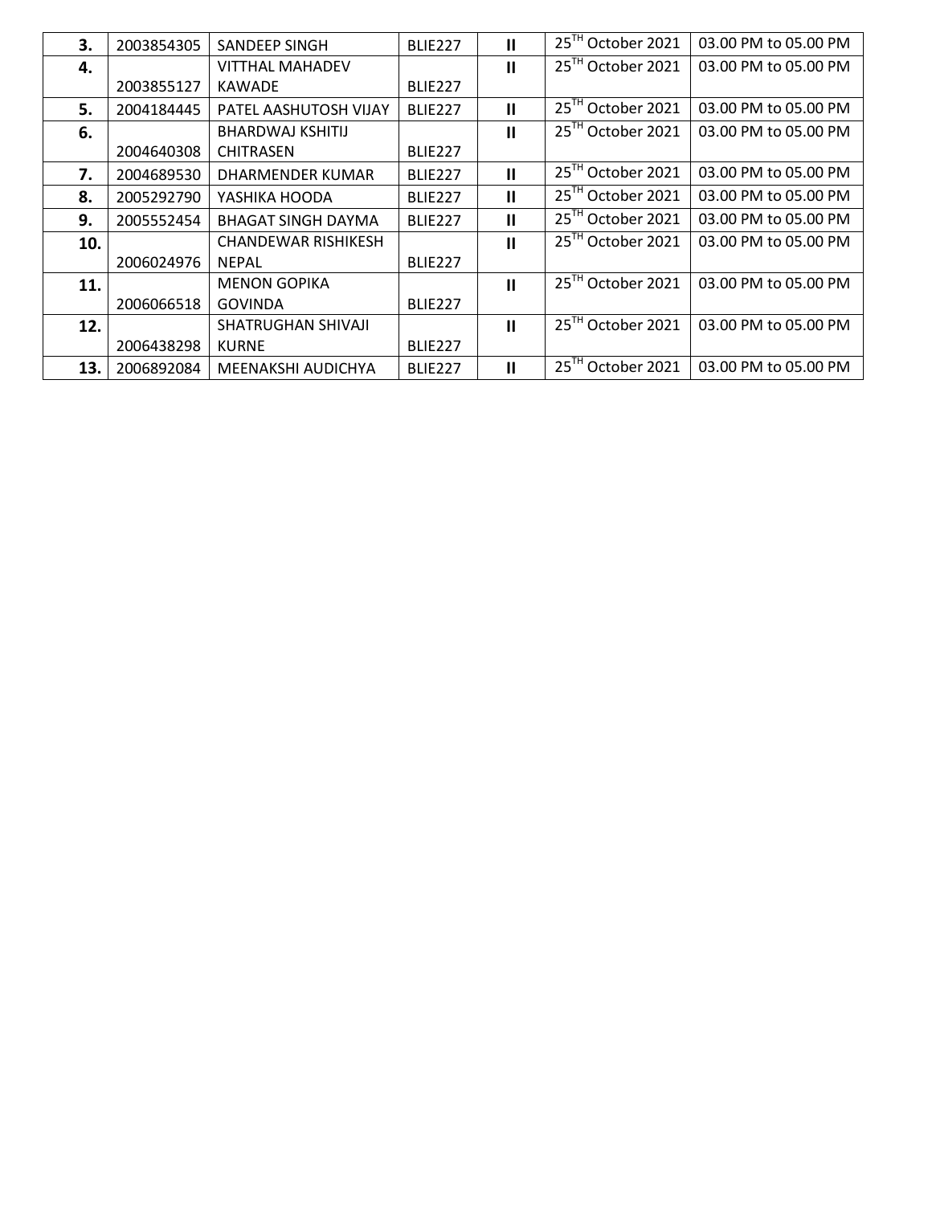| | | | | | | |
|---|---|---|---|---|---|---|
| **3.** | 2003854305 | SANDEEP SINGH | BLIE227 | **II** | 25TH October 2021 | 03.00 PM to 05.00 PM |
| **4.** | 2003855127 | VITTHAL MAHADEV KAWADE | BLIE227 | **II** | 25TH October 2021 | 03.00 PM to 05.00 PM |
| **5.** | 2004184445 | PATEL AASHUTOSH VIJAY | BLIE227 | **II** | 25TH October 2021 | 03.00 PM to 05.00 PM |
| **6.** | 2004640308 | BHARDWAJ KSHITIJ CHITRASEN | BLIE227 | **II** | 25TH October 2021 | 03.00 PM to 05.00 PM |
| **7.** | 2004689530 | DHARMENDER KUMAR | BLIE227 | **II** | 25TH October 2021 | 03.00 PM to 05.00 PM |
| **8.** | 2005292790 | YASHIKA HOODA | BLIE227 | **II** | 25TH October 2021 | 03.00 PM to 05.00 PM |
| **9.** | 2005552454 | BHAGAT SINGH DAYMA | BLIE227 | **II** | 25TH October 2021 | 03.00 PM to 05.00 PM |
| **10.** | 2006024976 | CHANDEWAR RISHIKESH NEPAL | BLIE227 | **II** | 25TH October 2021 | 03.00 PM to 05.00 PM |
| **11.** | 2006066518 | MENON GOPIKA GOVINDA | BLIE227 | **II** | 25TH October 2021 | 03.00 PM to 05.00 PM |
| **12.** | 2006438298 | SHATRUGHAN SHIVAJI KURNE | BLIE227 | **II** | 25TH October 2021 | 03.00 PM to 05.00 PM |
| **13.** | 2006892084 | MEENAKSHI AUDICHYA | BLIE227 | **II** | 25TH October 2021 | 03.00 PM to 05.00 PM |